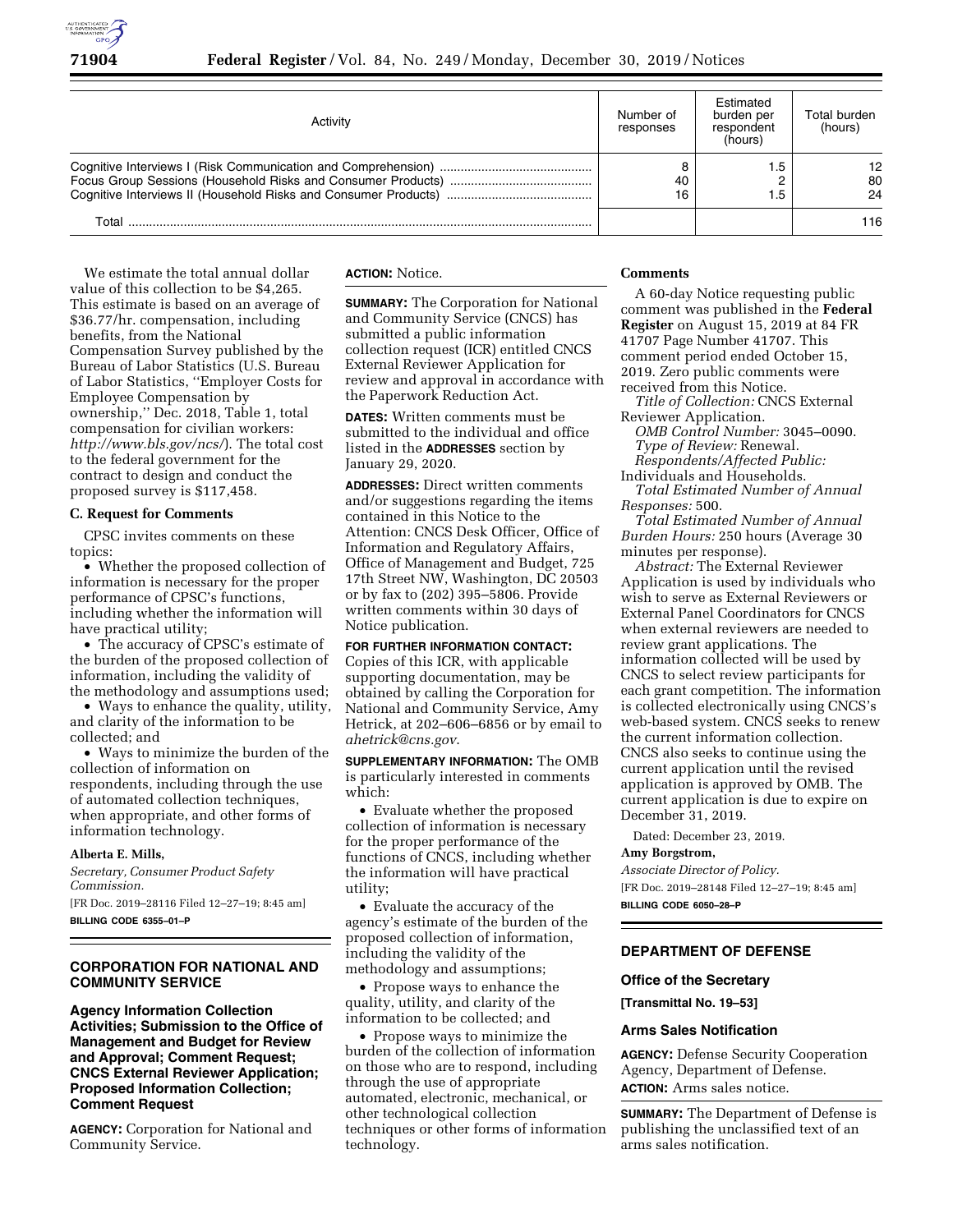| Activity | Number of responses | Estimated burden per respondent (hours) | Total burden (hours) |
|---|---|---|---|
| Cognitive Interviews I (Risk Communication and Comprehension) | 8 | 1.5 | 12 |
| Focus Group Sessions (Household Risks and Consumer Products) | 40 | 2 | 80 |
| Cognitive Interviews II (Household Risks and Consumer Products) | 16 | 1.5 | 24 |
| Total | | | 116 |

We estimate the total annual dollar value of this collection to be $4,265. This estimate is based on an average of $36.77/hr. compensation, including benefits, from the National Compensation Survey published by the Bureau of Labor Statistics (U.S. Bureau of Labor Statistics, ''Employer Costs for Employee Compensation by ownership,'' Dec. 2018, Table 1, total compensation for civilian workers: *http://www.bls.gov/ncs/*). The total cost to the federal government for the contract to design and conduct the proposed survey is $117,458.

**C. Request for Comments**

CPSC invites comments on these topics:

- Whether the proposed collection of information is necessary for the proper performance of CPSC's functions, including whether the information will have practical utility;
- The accuracy of CPSC's estimate of the burden of the proposed collection of information, including the validity of the methodology and assumptions used;
- Ways to enhance the quality, utility, and clarity of the information to be collected; and
- Ways to minimize the burden of the collection of information on respondents, including through the use of automated collection techniques, when appropriate, and other forms of information technology.

**Alberta E. Mills,**

*Secretary, Consumer Product Safety Commission.*

[FR Doc. 2019–28116 Filed 12–27–19; 8:45 am]

**BILLING CODE 6355–01–P**

## CORPORATION FOR NATIONAL AND COMMUNITY SERVICE

### Agency Information Collection Activities; Submission to the Office of Management and Budget for Review and Approval; Comment Request; CNCS External Reviewer Application; Proposed Information Collection; Comment Request

**AGENCY:** Corporation for National and Community Service.

**ACTION:** Notice.

**SUMMARY:** The Corporation for National and Community Service (CNCS) has submitted a public information collection request (ICR) entitled CNCS External Reviewer Application for review and approval in accordance with the Paperwork Reduction Act.

**DATES:** Written comments must be submitted to the individual and office listed in the **ADDRESSES** section by January 29, 2020.

**ADDRESSES:** Direct written comments and/or suggestions regarding the items contained in this Notice to the Attention: CNCS Desk Officer, Office of Information and Regulatory Affairs, Office of Management and Budget, 725 17th Street NW, Washington, DC 20503 or by fax to (202) 395–5806. Provide written comments within 30 days of Notice publication.

**FOR FURTHER INFORMATION CONTACT:** Copies of this ICR, with applicable supporting documentation, may be obtained by calling the Corporation for National and Community Service, Amy Hetrick, at 202–606–6856 or by email to *ahetrick@cns.gov*.

**SUPPLEMENTARY INFORMATION:** The OMB is particularly interested in comments which:

- Evaluate whether the proposed collection of information is necessary for the proper performance of the functions of CNCS, including whether the information will have practical utility;
- Evaluate the accuracy of the agency's estimate of the burden of the proposed collection of information, including the validity of the methodology and assumptions;
- Propose ways to enhance the quality, utility, and clarity of the information to be collected; and
- Propose ways to minimize the burden of the collection of information on those who are to respond, including through the use of appropriate automated, electronic, mechanical, or other technological collection techniques or other forms of information technology.

**Comments**

A 60-day Notice requesting public comment was published in the **Federal Register** on August 15, 2019 at 84 FR 41707 Page Number 41707. This comment period ended October 15, 2019. Zero public comments were received from this Notice.

*Title of Collection:* CNCS External Reviewer Application.

*OMB Control Number:* 3045–0090.

*Type of Review:* Renewal.

*Respondents/Affected Public:* Individuals and Households.

*Total Estimated Number of Annual Responses:* 500.

*Total Estimated Number of Annual Burden Hours:* 250 hours (Average 30 minutes per response).

*Abstract:* The External Reviewer Application is used by individuals who wish to serve as External Reviewers or External Panel Coordinators for CNCS when external reviewers are needed to review grant applications. The information collected will be used by CNCS to select review participants for each grant competition. The information is collected electronically using CNCS's web-based system. CNCS seeks to renew the current information collection. CNCS also seeks to continue using the current application until the revised application is approved by OMB. The current application is due to expire on December 31, 2019.

Dated: December 23, 2019.

**Amy Borgstrom,**

*Associate Director of Policy.*

[FR Doc. 2019–28148 Filed 12–27–19; 8:45 am]

**BILLING CODE 6050–28–P**

## DEPARTMENT OF DEFENSE

### Office of the Secretary

**[Transmittal No. 19–53]**

### Arms Sales Notification

**AGENCY:** Defense Security Cooperation Agency, Department of Defense.

**ACTION:** Arms sales notice.

**SUMMARY:** The Department of Defense is publishing the unclassified text of an arms sales notification.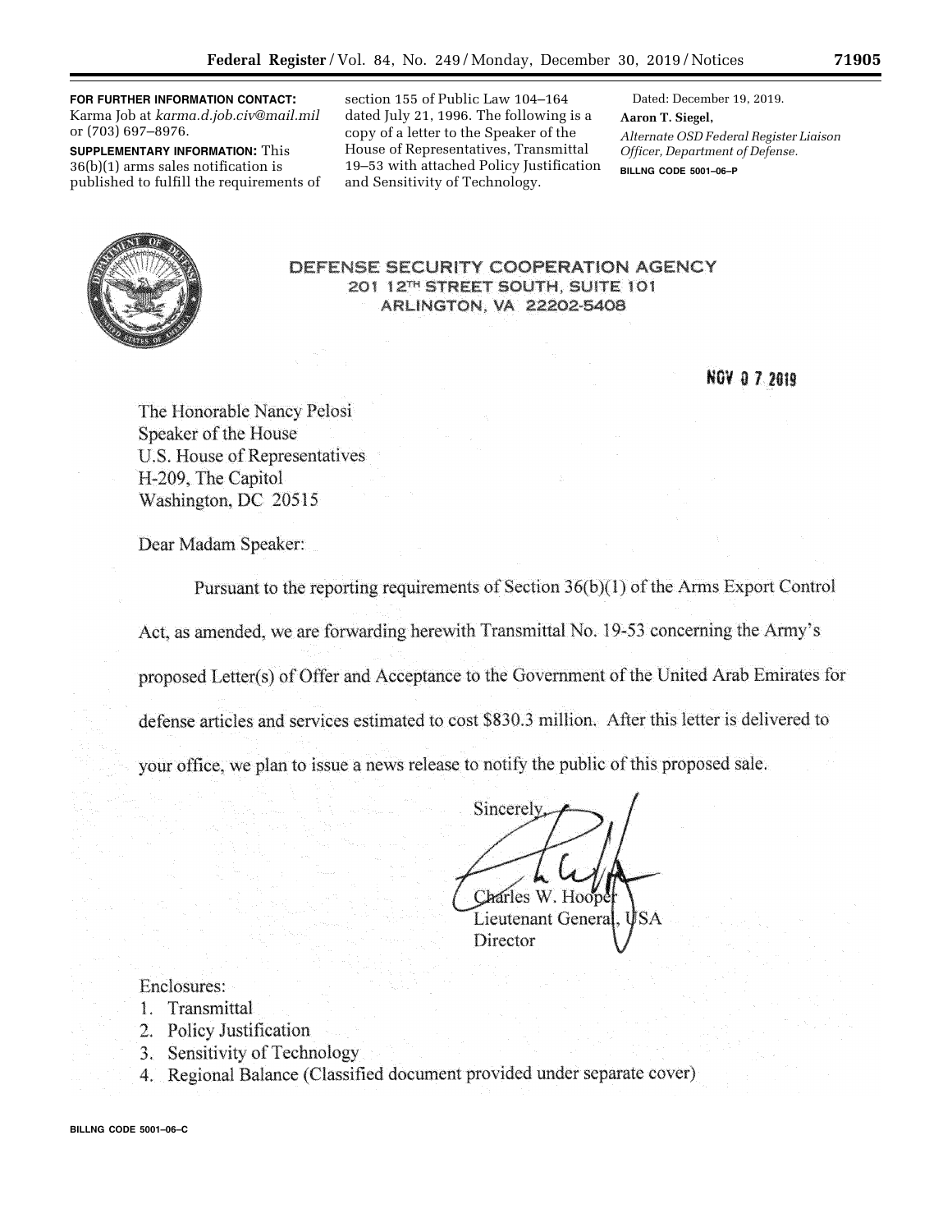**FOR FURTHER INFORMATION CONTACT:** Karma Job at *karma.d.job.civ@mail.mil* or (703) 697–8976.

**SUPPLEMENTARY INFORMATION:** This 36(b)(1) arms sales notification is published to fulfill the requirements of section 155 of Public Law 104–164 dated July 21, 1996. The following is a copy of a letter to the Speaker of the House of Representatives, Transmittal 19–53 with attached Policy Justification and Sensitivity of Technology.

Dated: December 19, 2019.

**Aaron T. Siegel,**

*Alternate OSD Federal Register Liaison Officer, Department of Defense.*

**BILLNG CODE 5001–06–P**

DEFENSE SECURITY COOPERATION AGENCY
201 12TH STREET SOUTH, SUITE 101
ARLINGTON, VA 22202-5408

NOV 07 2019

The Honorable Nancy Pelosi
Speaker of the House
U.S. House of Representatives
H-209, The Capitol
Washington, DC 20515

Dear Madam Speaker:

Pursuant to the reporting requirements of Section 36(b)(1) of the Arms Export Control Act, as amended, we are forwarding herewith Transmittal No. 19-53 concerning the Army's proposed Letter(s) of Offer and Acceptance to the Government of the United Arab Emirates for defense articles and services estimated to cost $830.3 million. After this letter is delivered to your office, we plan to issue a news release to notify the public of this proposed sale.

Sincerely,

Charles W. Hooper
Lieutenant General, USA
Director

Enclosures:

1. Transmittal
2. Policy Justification
3. Sensitivity of Technology
4. Regional Balance (Classified document provided under separate cover)

**BILLNG CODE 5001–06–C**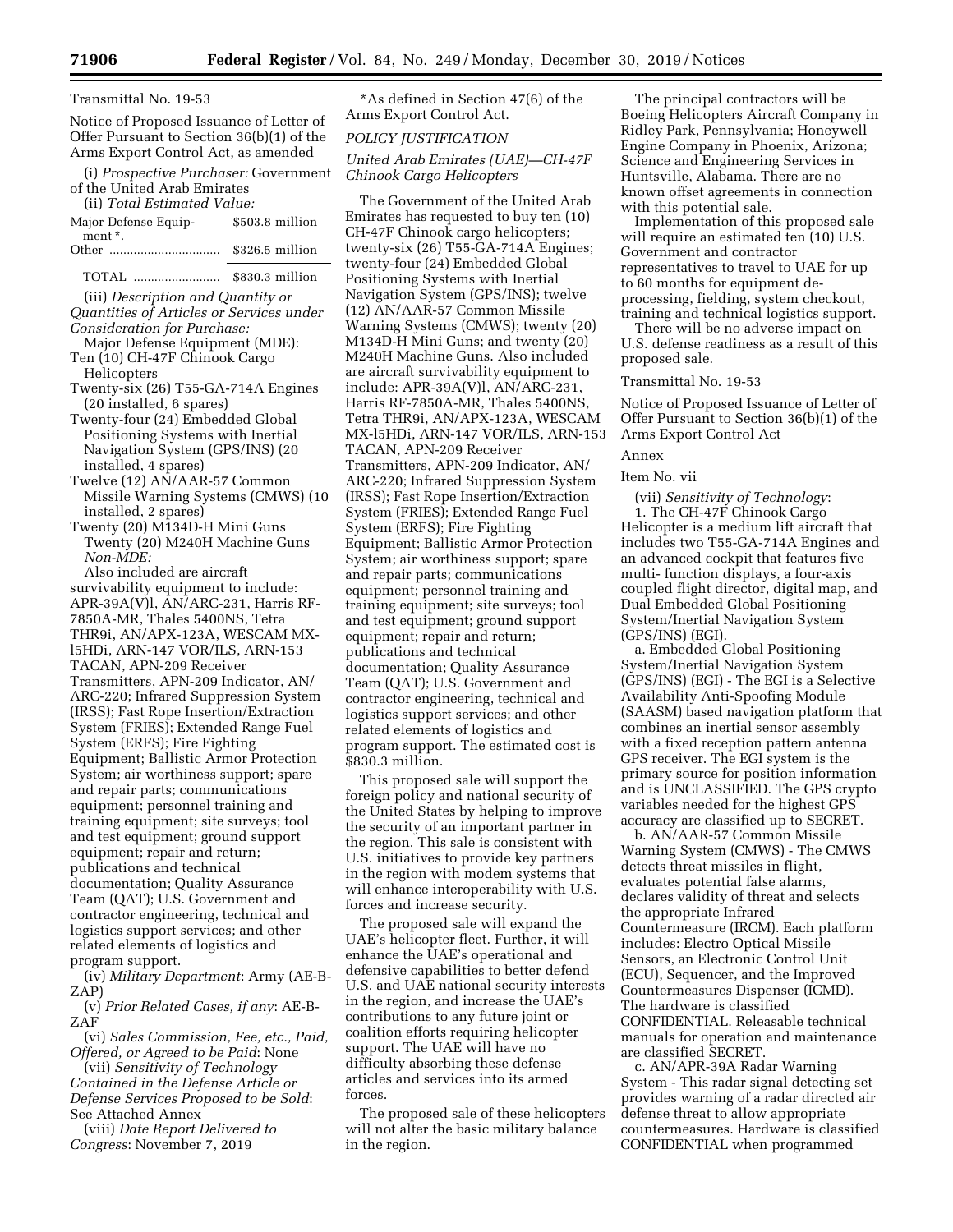Transmittal No. 19-53

Notice of Proposed Issuance of Letter of Offer Pursuant to Section 36(b)(1) of the Arms Export Control Act, as amended

(i) *Prospective Purchaser:* Government of the United Arab Emirates

(ii) *Total Estimated Value:*

| | |
|---|---|
| Major Defense Equipment*. | $503.8 million |
| Other | $326.5 million |
| TOTAL | $830.3 million |

(iii) *Description and Quantity or Quantities of Articles or Services under Consideration for Purchase:*

Major Defense Equipment (MDE):

Ten (10) CH-47F Chinook Cargo Helicopters

Twenty-six (26) T55-GA-714A Engines (20 installed, 6 spares)

Twenty-four (24) Embedded Global Positioning Systems with Inertial Navigation System (GPS/INS) (20 installed, 4 spares)

Twelve (12) AN/AAR-57 Common Missile Warning Systems (CMWS) (10 installed, 2 spares)

Twenty (20) M134D-H Mini Guns

Twenty (20) M240H Machine Guns

*Non-MDE:*

Also included are aircraft survivability equipment to include: APR-39A(V)l, AN/ARC-231, Harris RF-7850A-MR, Thales 5400NS, Tetra THR9i, AN/APX-123A, WESCAM MX-l5HDi, ARN-147 VOR/ILS, ARN-153 TACAN, APN-209 Receiver Transmitters, APN-209 Indicator, AN/ARC-220; Infrared Suppression System (IRSS); Fast Rope Insertion/Extraction System (FRIES); Extended Range Fuel System (ERFS); Fire Fighting Equipment; Ballistic Armor Protection System; air worthiness support; spare and repair parts; communications equipment; personnel training and training equipment; site surveys; tool and test equipment; ground support equipment; repair and return; publications and technical documentation; Quality Assurance Team (QAT); U.S. Government and contractor engineering, technical and logistics support services; and other related elements of logistics and program support.

(iv) *Military Department*: Army (AE-B-ZAP)

(v) *Prior Related Cases, if any*: AE-B-ZAF

(vi) *Sales Commission, Fee, etc., Paid, Offered, or Agreed to be Paid*: None

(vii) *Sensitivity of Technology Contained in the Defense Article or Defense Services Proposed to be Sold*: See Attached Annex

(viii) *Date Report Delivered to Congress*: November 7, 2019

*As defined in Section 47(6) of the Arms Export Control Act.

*POLICY JUSTIFICATION*

*United Arab Emirates (UAE)—CH-47F Chinook Cargo Helicopters*

The Government of the United Arab Emirates has requested to buy ten (10) CH-47F Chinook cargo helicopters; twenty-six (26) T55-GA-714A Engines; twenty-four (24) Embedded Global Positioning Systems with Inertial Navigation System (GPS/INS); twelve (12) AN/AAR-57 Common Missile Warning Systems (CMWS); twenty (20) M134D-H Mini Guns; and twenty (20) M240H Machine Guns. Also included are aircraft survivability equipment to include: APR-39A(V)l, AN/ARC-231, Harris RF-7850A-MR, Thales 5400NS, Tetra THR9i, AN/APX-123A, WESCAM MX-l5HDi, ARN-147 VOR/ILS, ARN-153 TACAN, APN-209 Receiver Transmitters, APN-209 Indicator, AN/ARC-220; Infrared Suppression System (IRSS); Fast Rope Insertion/Extraction System (FRIES); Extended Range Fuel System (ERFS); Fire Fighting Equipment; Ballistic Armor Protection System; air worthiness support; spare and repair parts; communications equipment; personnel training and training equipment; site surveys; tool and test equipment; ground support equipment; repair and return; publications and technical documentation; Quality Assurance Team (QAT); U.S. Government and contractor engineering, technical and logistics support services; and other related elements of logistics and program support. The estimated cost is $830.3 million.

This proposed sale will support the foreign policy and national security of the United States by helping to improve the security of an important partner in the region. This sale is consistent with U.S. initiatives to provide key partners in the region with modem systems that will enhance interoperability with U.S. forces and increase security.

The proposed sale will expand the UAE's helicopter fleet. Further, it will enhance the UAE's operational and defensive capabilities to better defend U.S. and UAE national security interests in the region, and increase the UAE's contributions to any future joint or coalition efforts requiring helicopter support. The UAE will have no difficulty absorbing these defense articles and services into its armed forces.

The proposed sale of these helicopters will not alter the basic military balance in the region.

The principal contractors will be Boeing Helicopters Aircraft Company in Ridley Park, Pennsylvania; Honeywell Engine Company in Phoenix, Arizona; Science and Engineering Services in Huntsville, Alabama. There are no known offset agreements in connection with this potential sale.

Implementation of this proposed sale will require an estimated ten (10) U.S. Government and contractor representatives to travel to UAE for up to 60 months for equipment de-processing, fielding, system checkout, training and technical logistics support.

There will be no adverse impact on U.S. defense readiness as a result of this proposed sale.

Transmittal No. 19-53

Notice of Proposed Issuance of Letter of Offer Pursuant to Section 36(b)(1) of the Arms Export Control Act

Annex

Item No. vii

(vii) *Sensitivity of Technology*:

1. The CH-47F Chinook Cargo Helicopter is a medium lift aircraft that includes two T55-GA-714A Engines and an advanced cockpit that features five multi- function displays, a four-axis coupled flight director, digital map, and Dual Embedded Global Positioning System/Inertial Navigation System (GPS/INS) (EGI).

a. Embedded Global Positioning System/Inertial Navigation System (GPS/INS) (EGI) - The EGI is a Selective Availability Anti-Spoofing Module (SAASM) based navigation platform that combines an inertial sensor assembly with a fixed reception pattern antenna GPS receiver. The EGI system is the primary source for position information and is UNCLASSIFIED. The GPS crypto variables needed for the highest GPS accuracy are classified up to SECRET.

b. AN/AAR-57 Common Missile Warning System (CMWS) - The CMWS detects threat missiles in flight, evaluates potential false alarms, declares validity of threat and selects the appropriate Infrared Countermeasure (IRCM). Each platform includes: Electro Optical Missile Sensors, an Electronic Control Unit (ECU), Sequencer, and the Improved Countermeasures Dispenser (ICMD). The hardware is classified CONFIDENTIAL. Releasable technical manuals for operation and maintenance are classified SECRET.

c. AN/APR-39A Radar Warning System - This radar signal detecting set provides warning of a radar directed air defense threat to allow appropriate countermeasures. Hardware is classified CONFIDENTIAL when programmed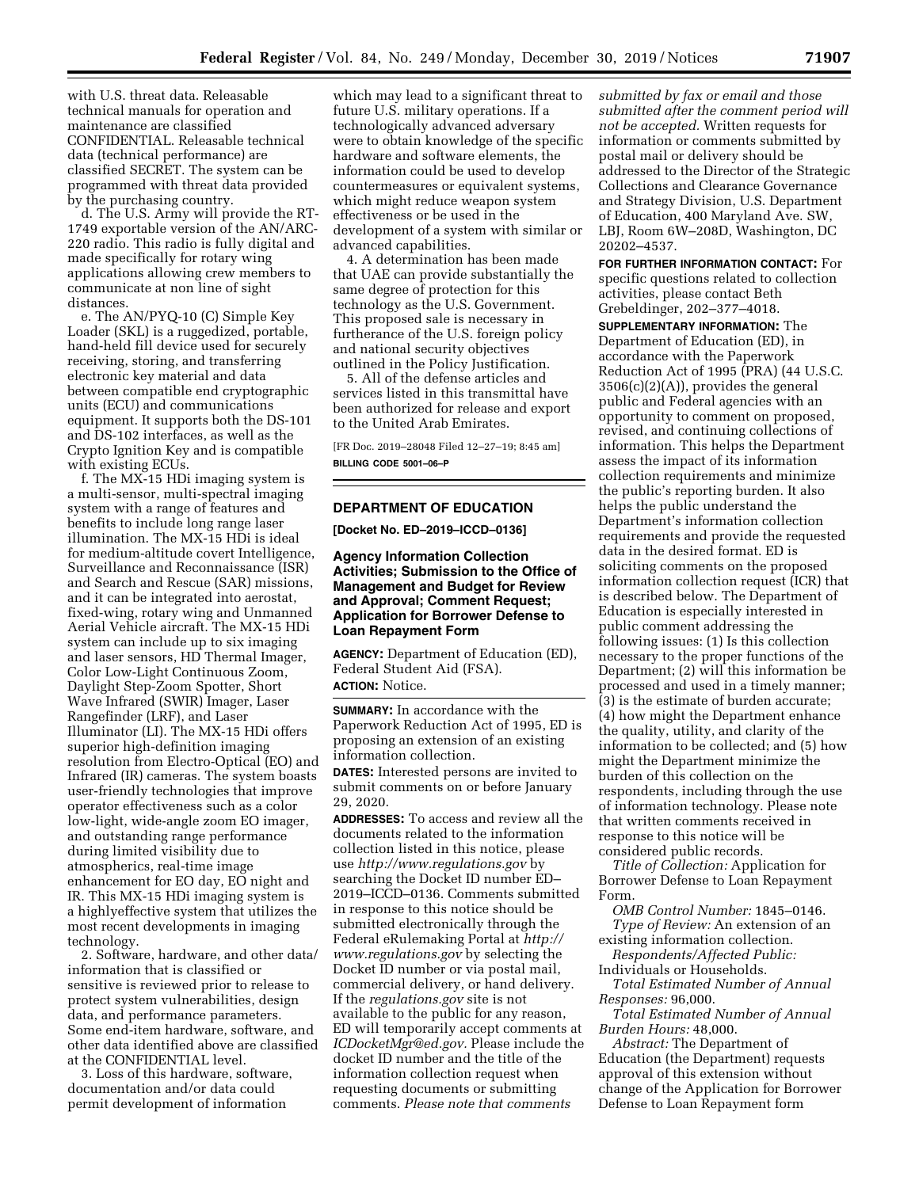with U.S. threat data. Releasable technical manuals for operation and maintenance are classified CONFIDENTIAL. Releasable technical data (technical performance) are classified SECRET. The system can be programmed with threat data provided by the purchasing country.

d. The U.S. Army will provide the RT-1749 exportable version of the AN/ARC-220 radio. This radio is fully digital and made specifically for rotary wing applications allowing crew members to communicate at non line of sight distances.

e. The AN/PYQ-10 (C) Simple Key Loader (SKL) is a ruggedized, portable, hand-held fill device used for securely receiving, storing, and transferring electronic key material and data between compatible end cryptographic units (ECU) and communications equipment. It supports both the DS-101 and DS-102 interfaces, as well as the Crypto Ignition Key and is compatible with existing ECUs.

f. The MX-15 HDi imaging system is a multi-sensor, multi-spectral imaging system with a range of features and benefits to include long range laser illumination. The MX-15 HDi is ideal for medium-altitude covert Intelligence, Surveillance and Reconnaissance (ISR) and Search and Rescue (SAR) missions, and it can be integrated into aerostat, fixed-wing, rotary wing and Unmanned Aerial Vehicle aircraft. The MX-15 HDi system can include up to six imaging and laser sensors, HD Thermal Imager, Color Low-Light Continuous Zoom, Daylight Step-Zoom Spotter, Short Wave Infrared (SWIR) Imager, Laser Rangefinder (LRF), and Laser Illuminator (LI). The MX-15 HDi offers superior high-definition imaging resolution from Electro-Optical (EO) and Infrared (IR) cameras. The system boasts user-friendly technologies that improve operator effectiveness such as a color low-light, wide-angle zoom EO imager, and outstanding range performance during limited visibility due to atmospherics, real-time image enhancement for EO day, EO night and IR. This MX-15 HDi imaging system is a highlyeffective system that utilizes the most recent developments in imaging technology.

2. Software, hardware, and other data/information that is classified or sensitive is reviewed prior to release to protect system vulnerabilities, design data, and performance parameters. Some end-item hardware, software, and other data identified above are classified at the CONFIDENTIAL level.

3. Loss of this hardware, software, documentation and/or data could permit development of information which may lead to a significant threat to future U.S. military operations. If a technologically advanced adversary were to obtain knowledge of the specific hardware and software elements, the information could be used to develop countermeasures or equivalent systems, which might reduce weapon system effectiveness or be used in the development of a system with similar or advanced capabilities.

4. A determination has been made that UAE can provide substantially the same degree of protection for this technology as the U.S. Government. This proposed sale is necessary in furtherance of the U.S. foreign policy and national security objectives outlined in the Policy Justification.

5. All of the defense articles and services listed in this transmittal have been authorized for release and export to the United Arab Emirates.

[FR Doc. 2019–28048 Filed 12–27–19; 8:45 am]

**BILLING CODE 5001–06–P**

## DEPARTMENT OF EDUCATION

**[Docket No. ED–2019–ICCD–0136]**

### Agency Information Collection Activities; Submission to the Office of Management and Budget for Review and Approval; Comment Request; Application for Borrower Defense to Loan Repayment Form

**AGENCY:** Department of Education (ED), Federal Student Aid (FSA).

**ACTION:** Notice.

**SUMMARY:** In accordance with the Paperwork Reduction Act of 1995, ED is proposing an extension of an existing information collection.

**DATES:** Interested persons are invited to submit comments on or before January 29, 2020.

**ADDRESSES:** To access and review all the documents related to the information collection listed in this notice, please use *http://www.regulations.gov* by searching the Docket ID number ED–2019–ICCD–0136. Comments submitted in response to this notice should be submitted electronically through the Federal eRulemaking Portal at *http://www.regulations.gov* by selecting the Docket ID number or via postal mail, commercial delivery, or hand delivery. If the *regulations.gov* site is not available to the public for any reason, ED will temporarily accept comments at *ICDocketMgr@ed.gov.* Please include the docket ID number and the title of the information collection request when requesting documents or submitting comments. *Please note that comments submitted by fax or email and those submitted after the comment period will not be accepted.* Written requests for information or comments submitted by postal mail or delivery should be addressed to the Director of the Strategic Collections and Clearance Governance and Strategy Division, U.S. Department of Education, 400 Maryland Ave. SW, LBJ, Room 6W–208D, Washington, DC 20202–4537.

**FOR FURTHER INFORMATION CONTACT:** For specific questions related to collection activities, please contact Beth Grebeldinger, 202–377–4018.

**SUPPLEMENTARY INFORMATION:** The Department of Education (ED), in accordance with the Paperwork Reduction Act of 1995 (PRA) (44 U.S.C. 3506(c)(2)(A)), provides the general public and Federal agencies with an opportunity to comment on proposed, revised, and continuing collections of information. This helps the Department assess the impact of its information collection requirements and minimize the public's reporting burden. It also helps the public understand the Department's information collection requirements and provide the requested data in the desired format. ED is soliciting comments on the proposed information collection request (ICR) that is described below. The Department of Education is especially interested in public comment addressing the following issues: (1) Is this collection necessary to the proper functions of the Department; (2) will this information be processed and used in a timely manner; (3) is the estimate of burden accurate; (4) how might the Department enhance the quality, utility, and clarity of the information to be collected; and (5) how might the Department minimize the burden of this collection on the respondents, including through the use of information technology. Please note that written comments received in response to this notice will be considered public records.

*Title of Collection:* Application for Borrower Defense to Loan Repayment Form.

*OMB Control Number:* 1845–0146.

*Type of Review:* An extension of an existing information collection.

*Respondents/Affected Public:* Individuals or Households.

*Total Estimated Number of Annual Responses:* 96,000.

*Total Estimated Number of Annual Burden Hours:* 48,000.

*Abstract:* The Department of Education (the Department) requests approval of this extension without change of the Application for Borrower Defense to Loan Repayment form